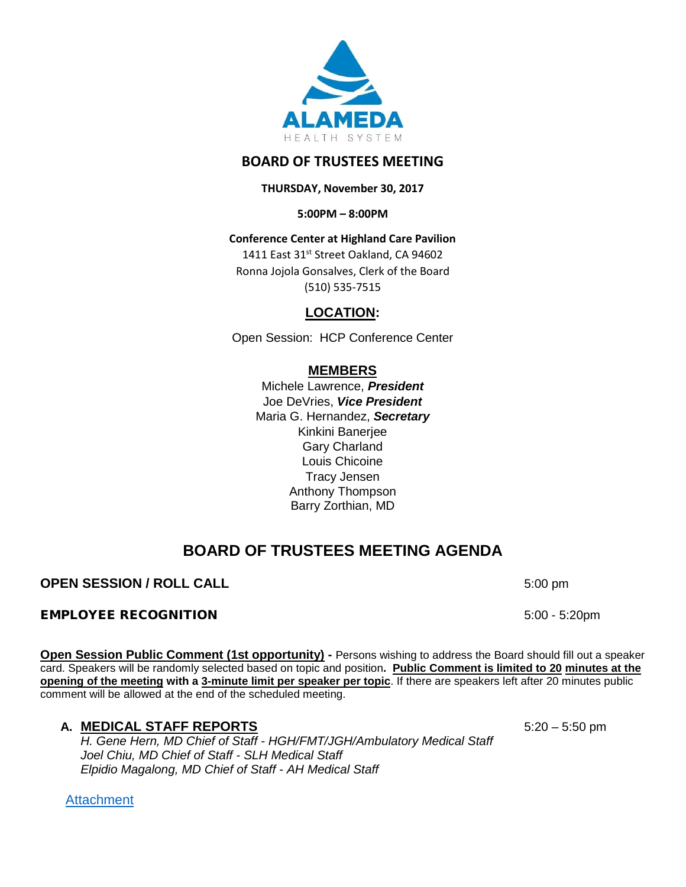ALAMEDA

HEALTH SYSTEM

## BOARD OF TRUSTEES MEETING

**THURSDAY, November 30, 2017**

**5:00PM – 8:00PM**

**Conference Center at Highland Care Pavilion**

1411 East 31st Street Oakland, CA 94602

Ronna Jojola Gonsalves, Clerk of the Board

(510) 535-7515

### LOCATION:

Open Session: HCP Conference Center

### MEMBERS

Michele Lawrence, ***President***
Joe DeVries, ***Vice President***
Maria G. Hernandez, ***Secretary***
Kinkini Banerjee
Gary Charland
Louis Chicoine
Tracy Jensen
Anthony Thompson
Barry Zorthian, MD

# BOARD OF TRUSTEES MEETING AGENDA

**OPEN SESSION / ROLL CALL** 5:00 pm

**EMPLOYEE RECOGNITION** 5:00 - 5:20pm

**Open Session Public Comment (1st opportunity) -** Persons wishing to address the Board should fill out a speaker card. Speakers will be randomly selected based on topic and position**. Public Comment is limited to 20 minutes at the opening of the meeting with a 3-minute limit per speaker per topic**. If there are speakers left after 20 minutes public comment will be allowed at the end of the scheduled meeting.

**A. MEDICAL STAFF REPORTS** 5:20 – 5:50 pm

*H. Gene Hern, MD Chief of Staff - HGH/FMT/JGH/Ambulatory Medical Staff*
*Joel Chiu, MD Chief of Staff - SLH Medical Staff*
*Elpidio Magalong, MD Chief of Staff - AH Medical Staff*

Attachment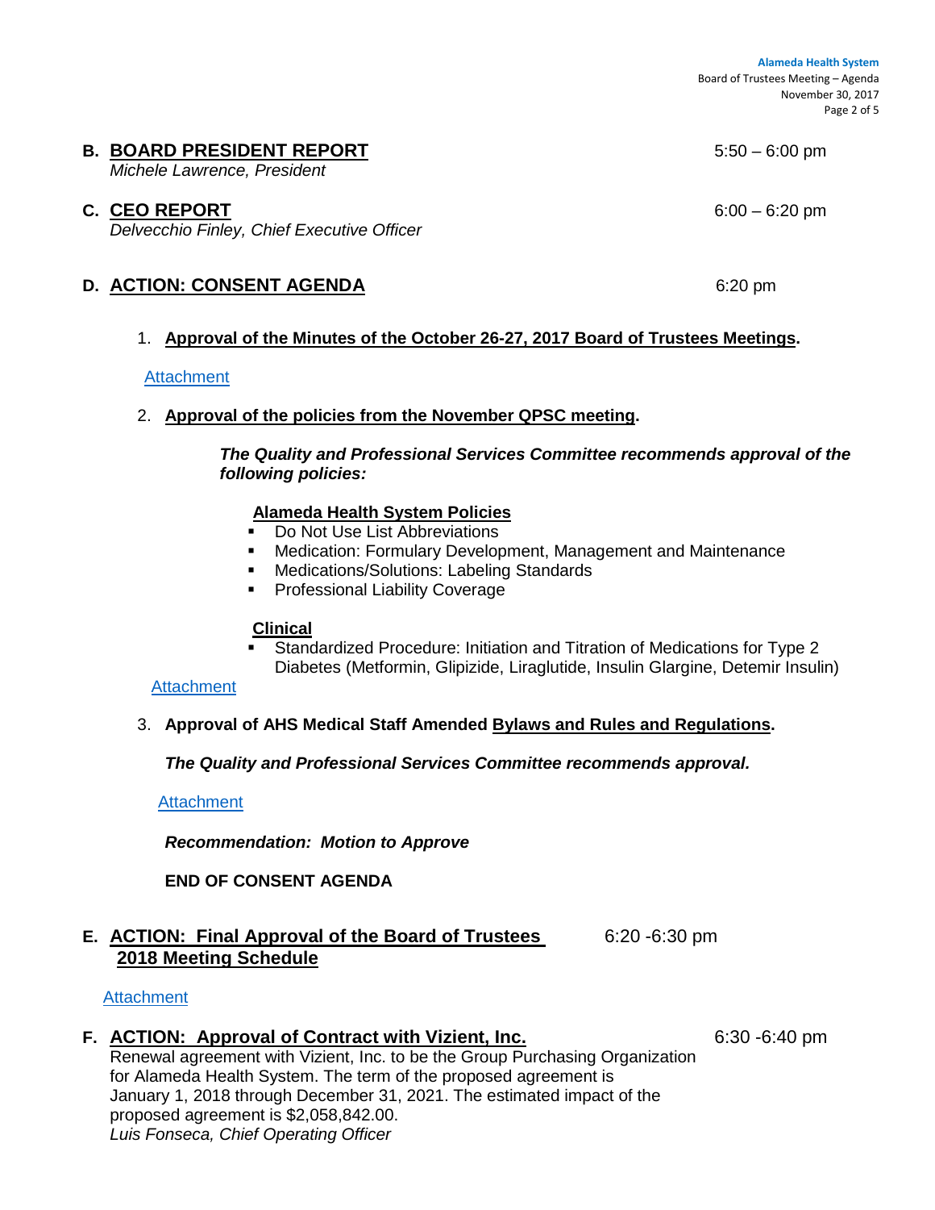## B. BOARD PRESIDENT REPORT — 5:50 – 6:00 pm

*Michele Lawrence, President*

## C. CEO REPORT — 6:00 – 6:20 pm

*Delvecchio Finley, Chief Executive Officer*

## D. ACTION: CONSENT AGENDA — 6:20 pm

1. **Approval of the Minutes of the October 26-27, 2017 Board of Trustees Meetings.**

   Attachment

2. **Approval of the policies from the November QPSC meeting.**

   ***The Quality and Professional Services Committee recommends approval of the following policies:***

   **Alameda Health System Policies**
   - Do Not Use List Abbreviations
   - Medication: Formulary Development, Management and Maintenance
   - Medications/Solutions: Labeling Standards
   - Professional Liability Coverage

   **Clinical**
   - Standardized Procedure: Initiation and Titration of Medications for Type 2 Diabetes (Metformin, Glipizide, Liraglutide, Insulin Glargine, Detemir Insulin)

   Attachment

3. **Approval of AHS Medical Staff Amended Bylaws and Rules and Regulations.**

   ***The Quality and Professional Services Committee recommends approval.***

   Attachment

   ***Recommendation: Motion to Approve***

   **END OF CONSENT AGENDA**

## E. ACTION: Final Approval of the Board of Trustees 2018 Meeting Schedule — 6:20 -6:30 pm

Attachment

## F. ACTION: Approval of Contract with Vizient, Inc. — 6:30 -6:40 pm

Renewal agreement with Vizient, Inc. to be the Group Purchasing Organization for Alameda Health System. The term of the proposed agreement is January 1, 2018 through December 31, 2021. The estimated impact of the proposed agreement is $2,058,842.00.
*Luis Fonseca, Chief Operating Officer*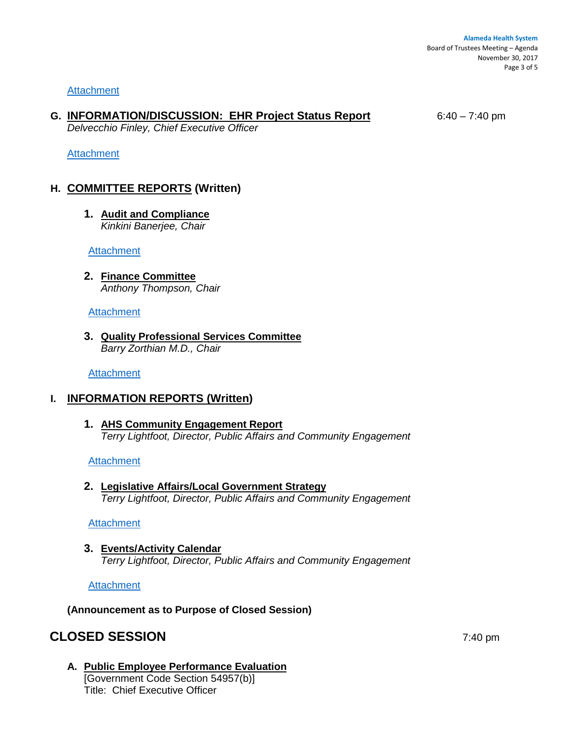Attachment

**G. INFORMATION/DISCUSSION: EHR Project Status Report** 6:40 – 7:40 pm
*Delvecchio Finley, Chief Executive Officer*

Attachment

**H. COMMITTEE REPORTS (Written)**

1. **Audit and Compliance**
   *Kinkini Banerjee, Chair*

   Attachment

2. **Finance Committee**
   *Anthony Thompson, Chair*

   Attachment

3. **Quality Professional Services Committee**
   *Barry Zorthian M.D., Chair*

   Attachment

**I. INFORMATION REPORTS (Written)**

1. **AHS Community Engagement Report**
   *Terry Lightfoot, Director, Public Affairs and Community Engagement*

   Attachment

2. **Legislative Affairs/Local Government Strategy**
   *Terry Lightfoot, Director, Public Affairs and Community Engagement*

   Attachment

3. **Events/Activity Calendar**
   *Terry Lightfoot, Director, Public Affairs and Community Engagement*

   Attachment

**(Announcement as to Purpose of Closed Session)**

## CLOSED SESSION 7:40 pm

**A. Public Employee Performance Evaluation**
[Government Code Section 54957(b)]
Title: Chief Executive Officer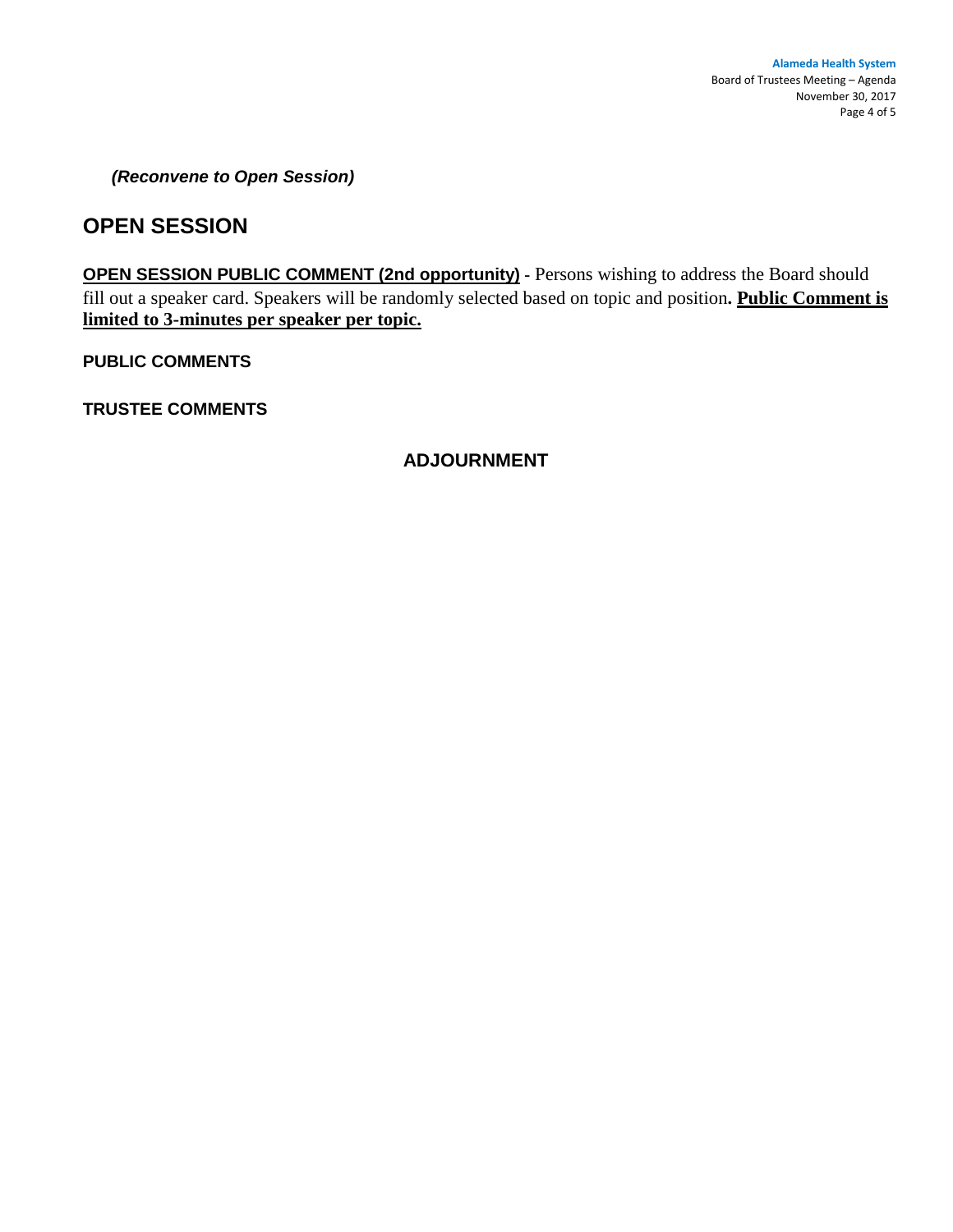*(Reconvene to Open Session)*

## OPEN SESSION

**OPEN SESSION PUBLIC COMMENT (2nd opportunity)** - Persons wishing to address the Board should fill out a speaker card. Speakers will be randomly selected based on topic and position**. Public Comment is limited to 3-minutes per speaker per topic.**

**PUBLIC COMMENTS**

**TRUSTEE COMMENTS**

**ADJOURNMENT**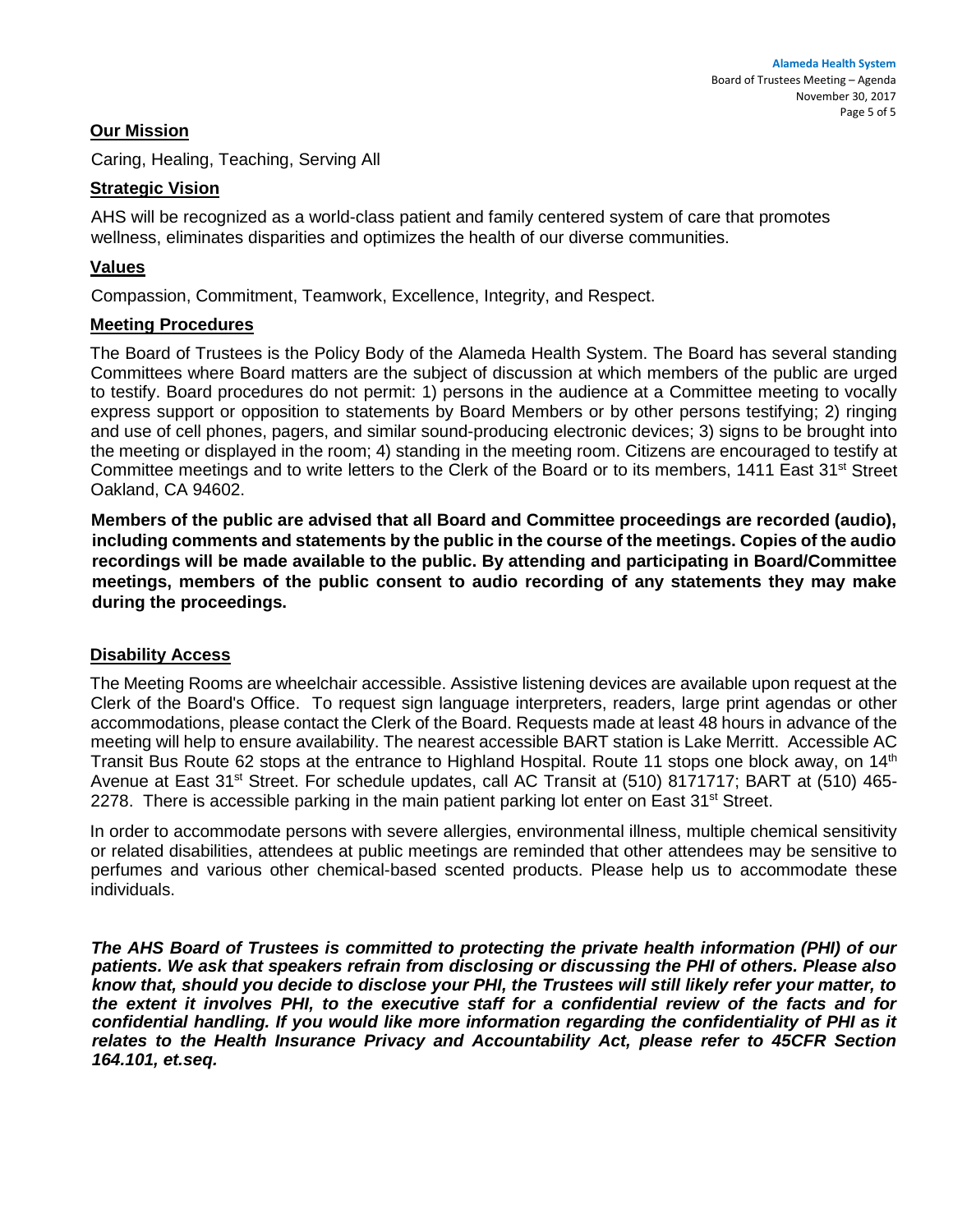## Our Mission

Caring, Healing, Teaching, Serving All

## Strategic Vision

AHS will be recognized as a world-class patient and family centered system of care that promotes wellness, eliminates disparities and optimizes the health of our diverse communities.

## Values

Compassion, Commitment, Teamwork, Excellence, Integrity, and Respect.

## Meeting Procedures

The Board of Trustees is the Policy Body of the Alameda Health System. The Board has several standing Committees where Board matters are the subject of discussion at which members of the public are urged to testify. Board procedures do not permit: 1) persons in the audience at a Committee meeting to vocally express support or opposition to statements by Board Members or by other persons testifying; 2) ringing and use of cell phones, pagers, and similar sound-producing electronic devices; 3) signs to be brought into the meeting or displayed in the room; 4) standing in the meeting room. Citizens are encouraged to testify at Committee meetings and to write letters to the Clerk of the Board or to its members, 1411 East 31st Street Oakland, CA 94602.

**Members of the public are advised that all Board and Committee proceedings are recorded (audio), including comments and statements by the public in the course of the meetings. Copies of the audio recordings will be made available to the public. By attending and participating in Board/Committee meetings, members of the public consent to audio recording of any statements they may make during the proceedings.**

## Disability Access

The Meeting Rooms are wheelchair accessible. Assistive listening devices are available upon request at the Clerk of the Board's Office. To request sign language interpreters, readers, large print agendas or other accommodations, please contact the Clerk of the Board. Requests made at least 48 hours in advance of the meeting will help to ensure availability. The nearest accessible BART station is Lake Merritt. Accessible AC Transit Bus Route 62 stops at the entrance to Highland Hospital. Route 11 stops one block away, on 14th Avenue at East 31st Street. For schedule updates, call AC Transit at (510) 8171717; BART at (510) 465-2278. There is accessible parking in the main patient parking lot enter on East 31st Street.

In order to accommodate persons with severe allergies, environmental illness, multiple chemical sensitivity or related disabilities, attendees at public meetings are reminded that other attendees may be sensitive to perfumes and various other chemical-based scented products. Please help us to accommodate these individuals.

***The AHS Board of Trustees is committed to protecting the private health information (PHI) of our patients. We ask that speakers refrain from disclosing or discussing the PHI of others. Please also know that, should you decide to disclose your PHI, the Trustees will still likely refer your matter, to the extent it involves PHI, to the executive staff for a confidential review of the facts and for confidential handling. If you would like more information regarding the confidentiality of PHI as it relates to the Health Insurance Privacy and Accountability Act, please refer to 45CFR Section 164.101, et.seq.***